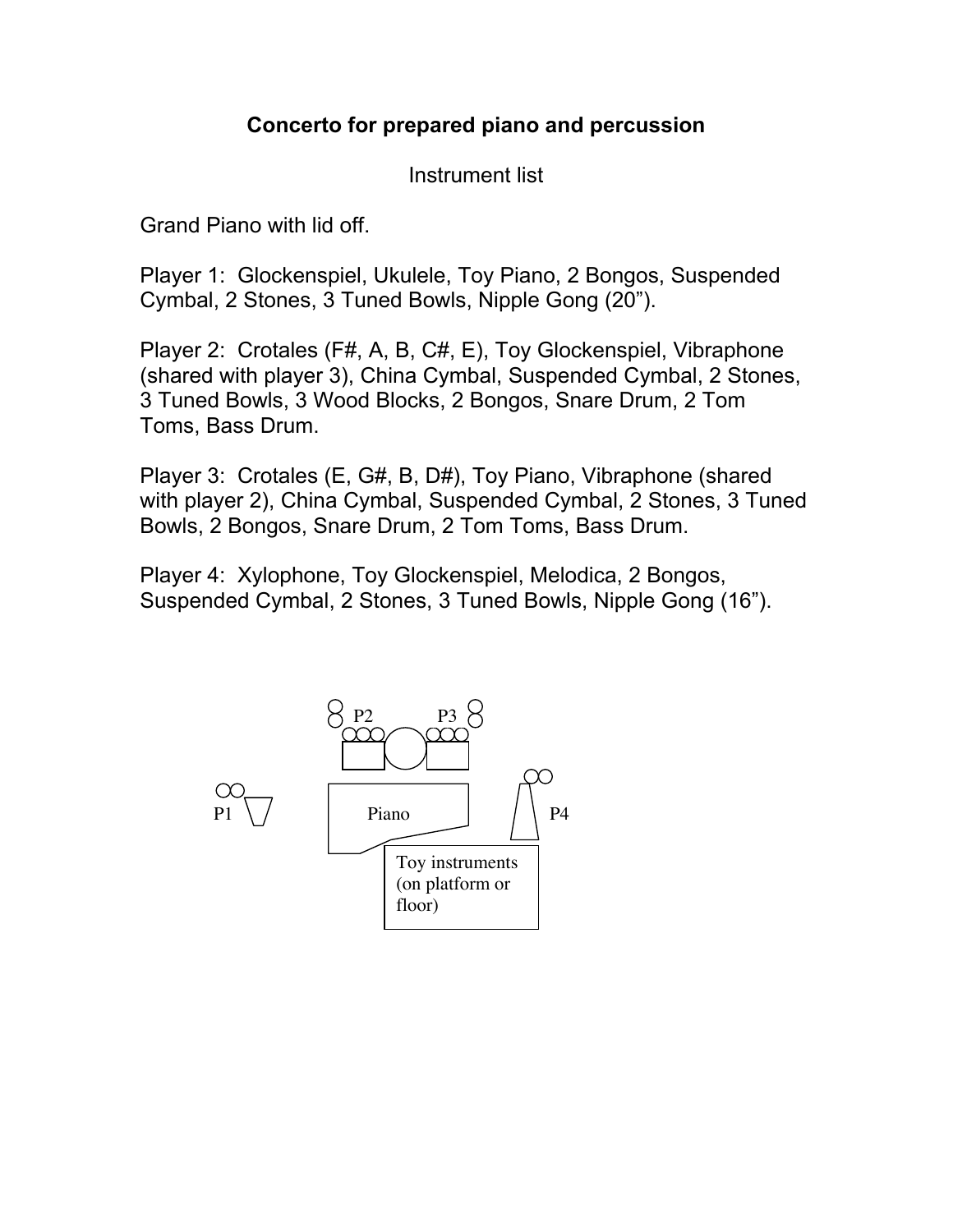# Concerto for prepared piano and percussion

Instrument list

Grand Piano with lid off.

Player 1: Glockenspiel, Ukulele, Toy Piano, 2 Bongos, Suspended Cymbal, 2 Stones, 3 Tuned Bowls, Nipple Gong (20”).

Player 2: Crotales (F#, A, B, C#, E), Toy Glockenspiel, Vibraphone (shared with player 3), China Cymbal, Suspended Cymbal, 2 Stones, 3 Tuned Bowls, 3 Wood Blocks, 2 Bongos, Snare Drum, 2 Tom Toms, Bass Drum.

Player 3: Crotales (E, G#, B, D#), Toy Piano, Vibraphone (shared with player 2), China Cymbal, Suspended Cymbal, 2 Stones, 3 Tuned Bowls, 2 Bongos, Snare Drum, 2 Tom Toms, Bass Drum.

Player 4: Xylophone, Toy Glockenspiel, Melodica, 2 Bongos, Suspended Cymbal, 2 Stones, 3 Tuned Bowls, Nipple Gong (16”).

P2 P3

P1 Piano P4

Toy instruments (on platform or floor)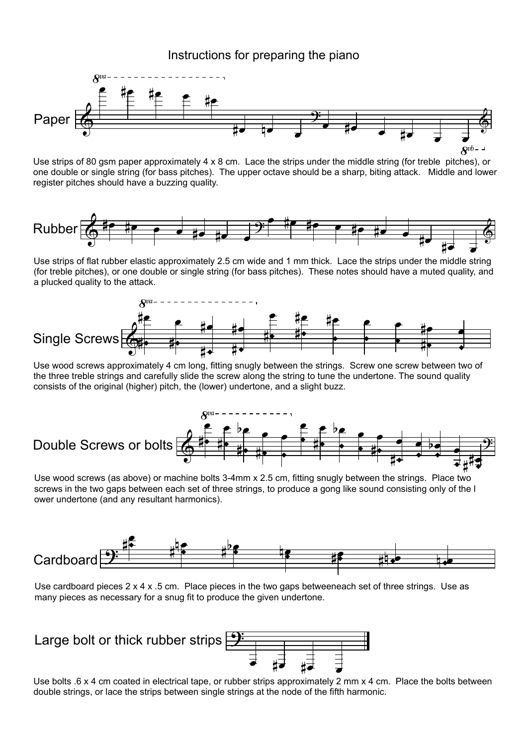# Instructions for preparing the piano

**Paper**

Use strips of 80 gsm paper approximately 4 x 8 cm. Lace the strips under the middle string (for treble pitches), or one double or single string (for bass pitches). The upper octave should be a sharp, biting attack. Middle and lower register pitches should have a buzzing quality.

**Rubber**

Use strips of flat rubber elastic approximately 2.5 cm wide and 1 mm thick. Lace the strips under the middle string (for treble pitches), or one double or single string (for bass pitches). These notes should have a muted quality, and a plucked quality to the attack.

**Single Screws**

Use wood screws approximately 4 cm long, fitting snugly between the strings. Screw one screw between two of the three treble strings and carefully slide the screw along the string to tune the undertone. The sound quality consists of the original (higher) pitch, the (lower) undertone, and a slight buzz.

**Double Screws or bolts**

Use wood screws (as above) or machine bolts 3-4mm x 2.5 cm, fitting snugly between the strings. Place two screws in the two gaps between each set of three strings, to produce a gong like sound consisting only of the l ower undertone (and any resultant harmonics).

**Cardboard**

Use cardboard pieces 2 x 4 x .5 cm. Place pieces in the two gaps betweeneach set of three strings. Use as many pieces as necessary for a snug fit to produce the given undertone.

**Large bolt or thick rubber strips**

Use bolts .6 x 4 cm coated in electrical tape, or rubber strips approximately 2 mm x 4 cm. Place the bolts between double strings, or lace the strips between single strings at the node of the fifth harmonic.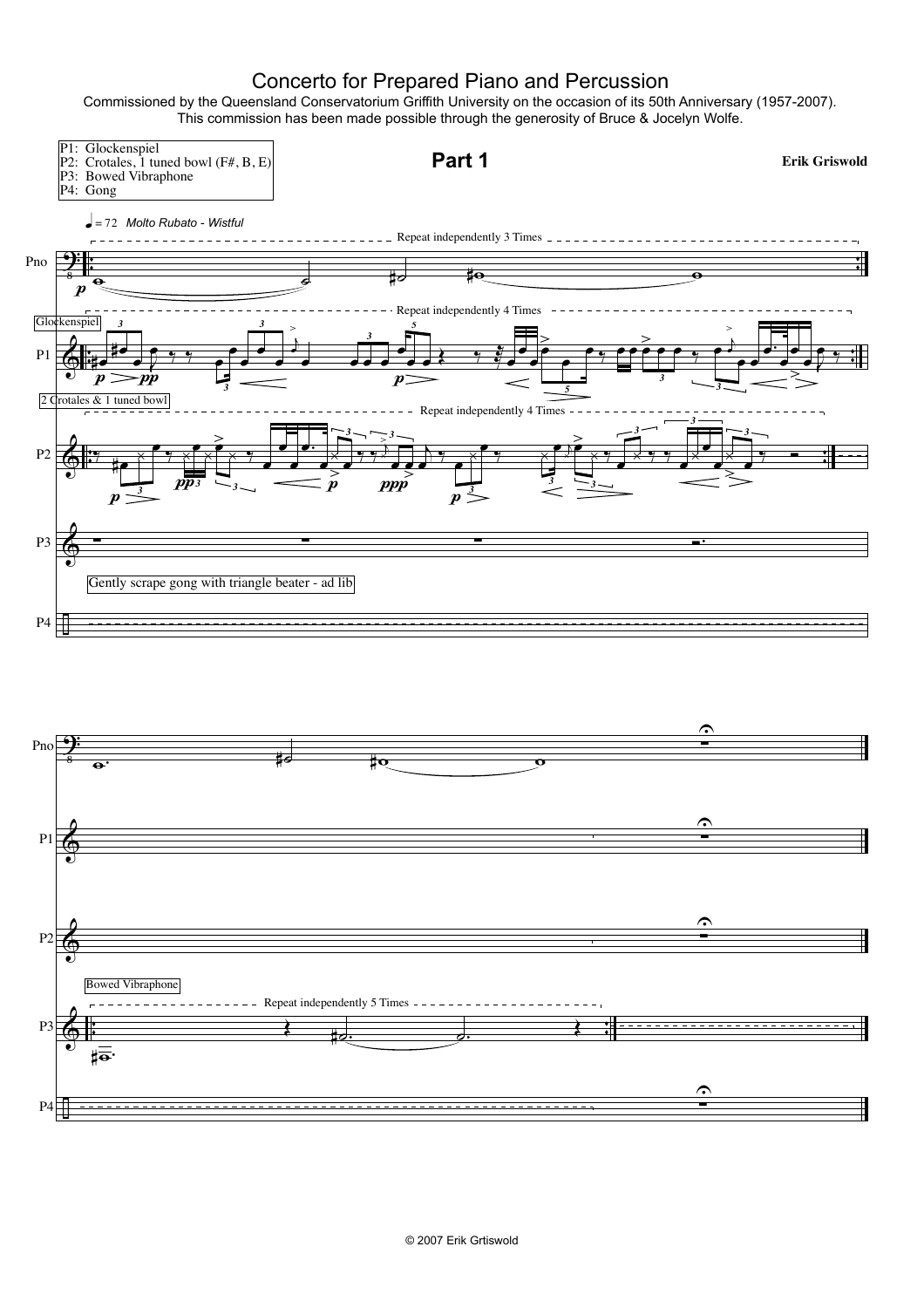# Concerto for Prepared Piano and Percussion

Commissioned by the Queensland Conservatorium Griffith University on the occasion of its 50th Anniversary (1957-2007).
This commission has been made possible through the generosity of Bruce & Jocelyn Wolfe.

P1: Glockenspiel
P2: Crotales, 1 tuned bowl (F#, B, E)
P3: Bowed Vibraphone
P4: Gong

## Part 1

**Erik Griswold**

♩ = 72 *Molto Rubato - Wistful*

Pno — Repeat independently 3 Times

P1 — Glockenspiel — Repeat independently 4 Times

P2 — 2 Crotales & 1 tuned bowl — Repeat independently 4 Times

P3

P4 — Gently scrape gong with triangle beater - ad lib

P3 — Bowed Vibraphone — Repeat independently 5 Times

© 2007 Erik Grtiswold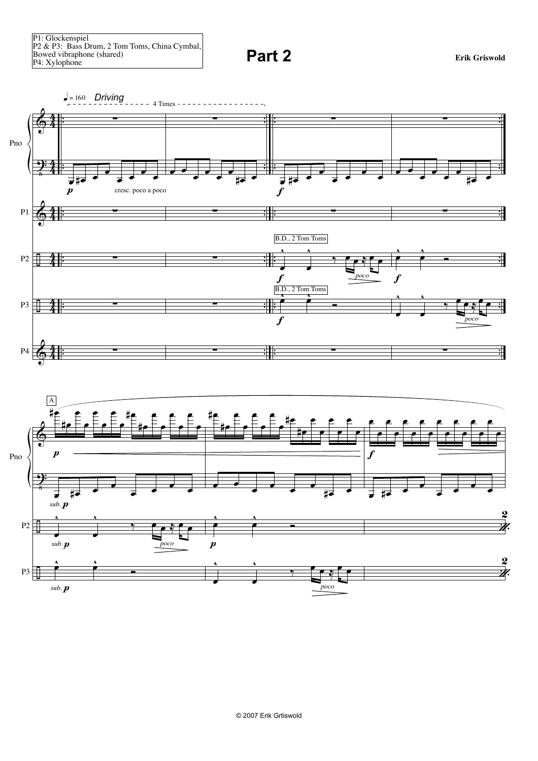P1: Glockenspiel
P2 & P3: Bass Drum, 2 Tom Toms, China Cymbal, Bowed vibraphone (shared)
P4: Xylophone

# Part 2

**Erik Griswold**

♩ = 160 *Driving*

4 Times

Pno

*p* cresc. poco a poco

*f*

P1

B.D., 2 Tom Toms

P2

*f* *poco* *f*

B.D., 2 Tom Toms

P3

*f* *poco*

P4

A

Pno

*p* *f*

*sub.* *p*

P2

*sub.* *p* *poco* *p*

P3

*sub.* *p* *poco*

© 2007 Erik Grtiswold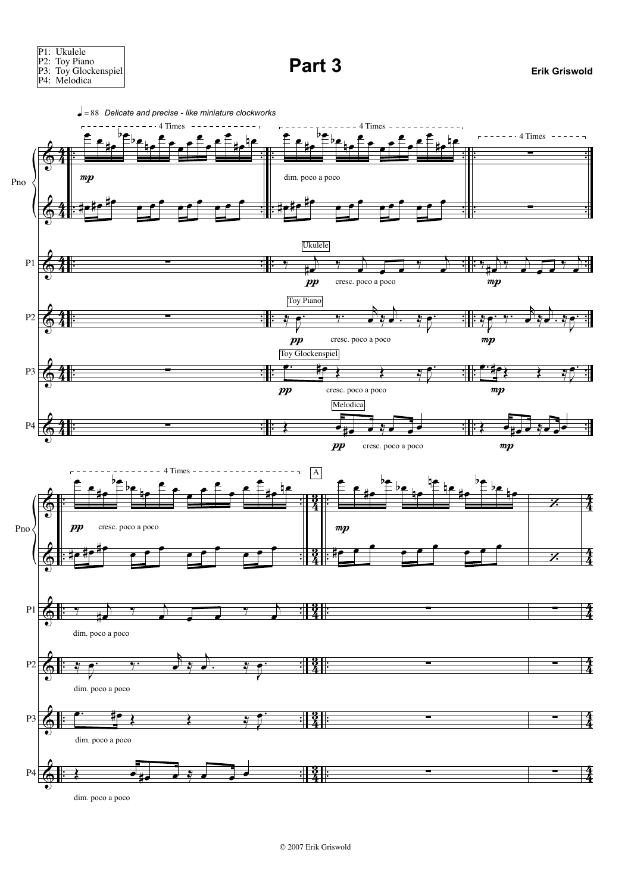P1: Ukulele
P2: Toy Piano
P3: Toy Glockenspiel
P4: Melodica

# Part 3

**Erik Griswold**

♩ = 88 *Delicate and precise - like miniature clockworks*

4 Times

*mp*

dim. poco a poco

Pno

P1

P2

P3

P4

Ukulele

*pp* cresc. poco a poco

*mp*

Toy Piano

*pp* cresc. poco a poco

*mp*

Toy Glockenspiel

*pp* cresc. poco a poco

*mp*

Melodica

*pp* cresc. poco a poco

*mp*

4 Times

*pp* cresc. poco a poco

A

*mp*

dim. poco a poco

dim. poco a poco

dim. poco a poco

dim. poco a poco

© 2007 Erik Griswold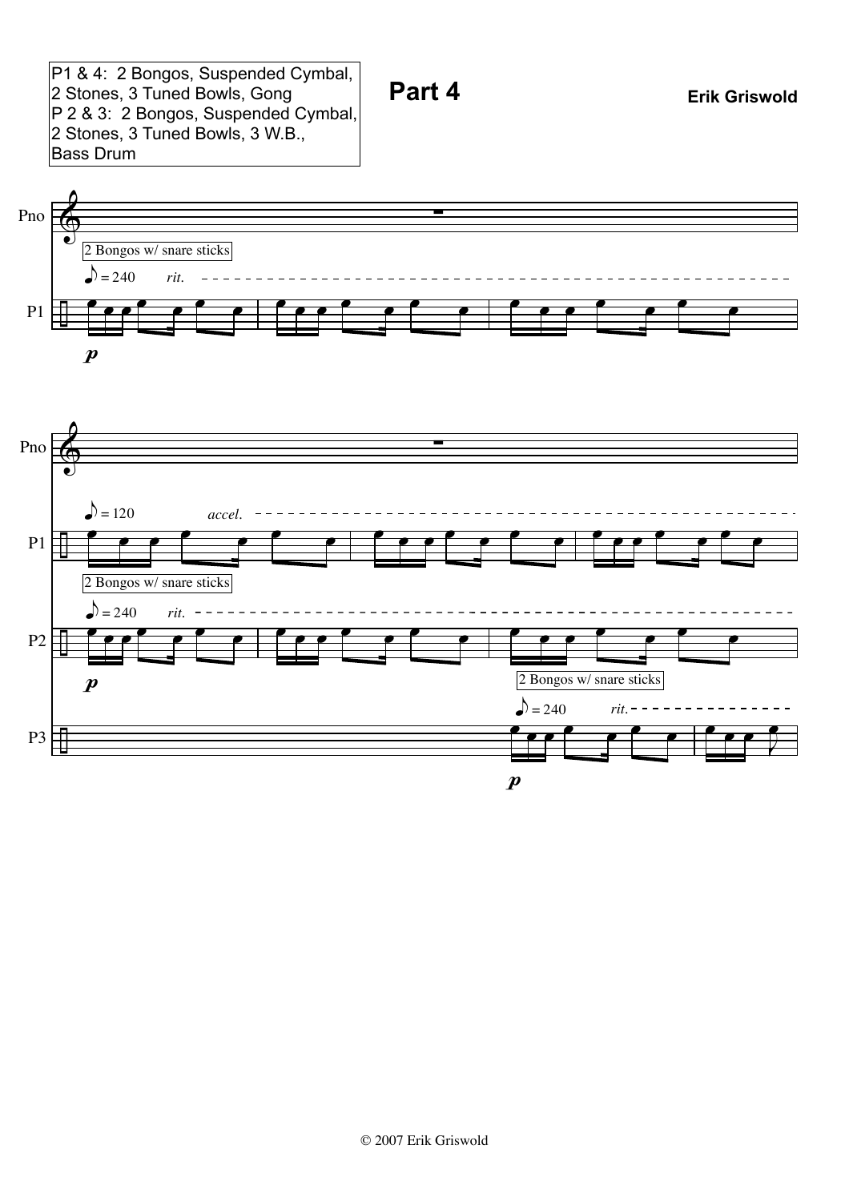P1 & 4: 2 Bongos, Suspended Cymbal, 2 Stones, 3 Tuned Bowls, Gong
P 2 & 3: 2 Bongos, Suspended Cymbal, 2 Stones, 3 Tuned Bowls, 3 W.B., Bass Drum

# Part 4

**Erik Griswold**

© 2007 Erik Griswold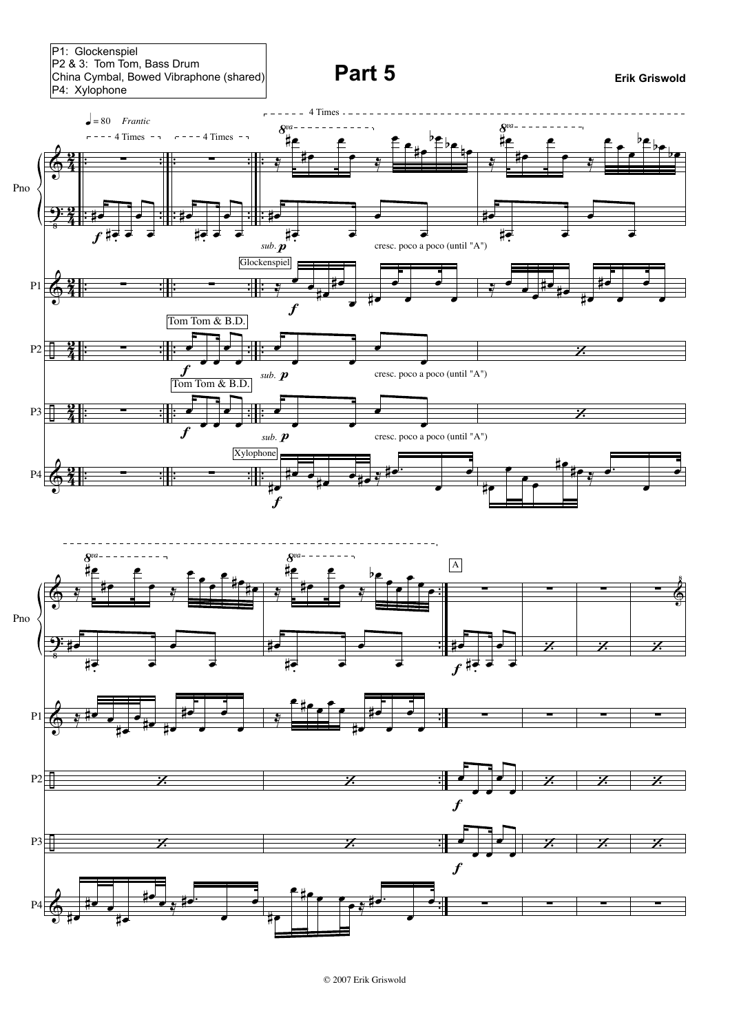P1: Glockenspiel
P2 & 3: Tom Tom, Bass Drum
China Cymbal, Bowed Vibraphone (shared)
P4: Xylophone

# Part 5

**Erik Griswold**

♩ = 80 *Frantic*

4 Times — 4 Times — 4 Times

Pno

*f* — *sub.* ***p*** — cresc. poco a poco (until "A")

P1 — Glockenspiel — *f*

P2 — Tom Tom & B.D. — *f* — *sub.* ***p*** — cresc. poco a poco (until "A")

P3 — Tom Tom & B.D. — *f* — *sub.* ***p*** — cresc. poco a poco (until "A")

P4 — Xylophone — *f*

A

*f*

© 2007 Erik Griswold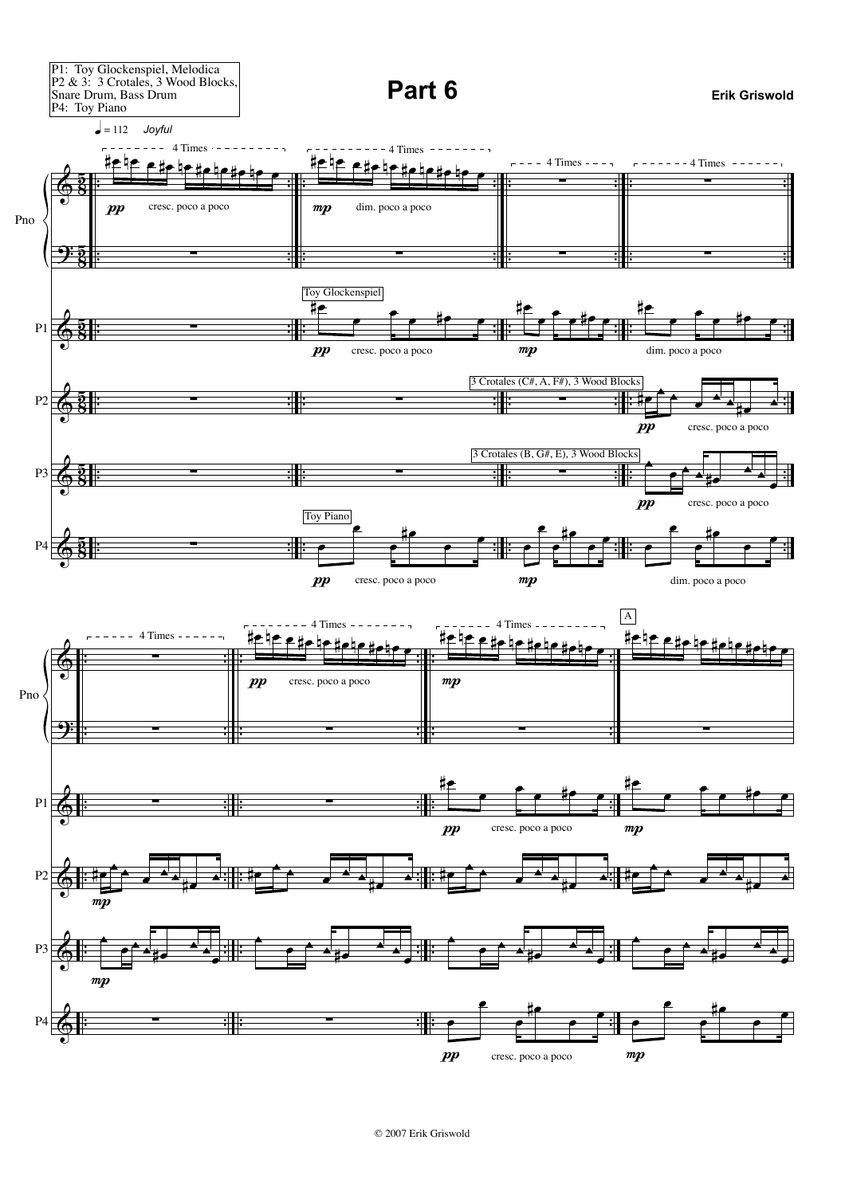P1: Toy Glockenspiel, Melodica
P2 & 3: 3 Crotales, 3 Wood Blocks, Snare Drum, Bass Drum
P4: Toy Piano

# Part 6

**Erik Griswold**

♩ = 112 *Joyful*

4 Times

Pno

*pp* cresc. poco a poco

*mp* dim. poco a poco

Toy Glockenspiel

P1

*pp* cresc. poco a poco

*mp*

dim. poco a poco

3 Crotales (C#, A, F#), 3 Wood Blocks

P2

*pp* cresc. poco a poco

3 Crotales (B, G#, E), 3 Wood Blocks

P3

*pp* cresc. poco a poco

Toy Piano

P4

*pp* cresc. poco a poco

*mp*

dim. poco a poco

4 Times

*pp* cresc. poco a poco

*mp*

A

*pp* cresc. poco a poco

*mp*

*mp*

*mp*

*pp* cresc. poco a poco

*mp*

© 2007 Erik Griswold